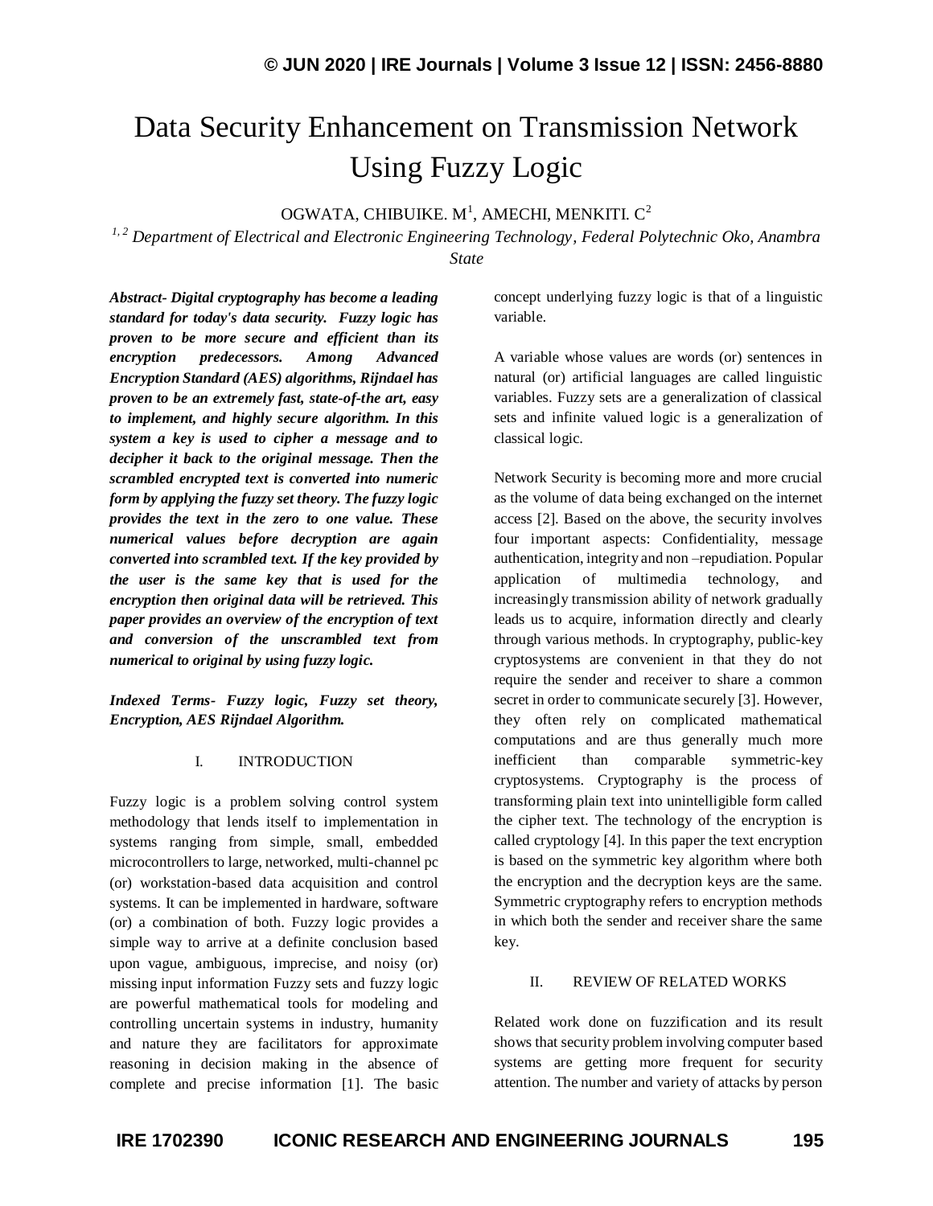# Data Security Enhancement on Transmission Network Using Fuzzy Logic

OGWATA, CHIBUIKE. M[1], AMECHI, MENKITI. C[2]

*[1, 2] Department of Electrical and Electronic Engineering Technology, Federal Polytechnic Oko, Anambra State*

***Abstract-** Digital cryptography has become a leading standard for today's data security. Fuzzy logic has proven to be more secure and efficient than its encryption predecessors. Among Advanced Encryption Standard (AES) algorithms, Rijndael has proven to be an extremely fast, state-of-the art, easy to implement, and highly secure algorithm. In this system a key is used to cipher a message and to decipher it back to the original message. Then the scrambled encrypted text is converted into numeric form by applying the fuzzy set theory. The fuzzy logic provides the text in the zero to one value. These numerical values before decryption are again converted into scrambled text. If the key provided by the user is the same key that is used for the encryption then original data will be retrieved. This paper provides an overview of the encryption of text and conversion of the unscrambled text from numerical to original by using fuzzy logic.*

***Indexed Terms-** Fuzzy logic, Fuzzy set theory, Encryption, AES Rijndael Algorithm.*

## I. INTRODUCTION

Fuzzy logic is a problem solving control system methodology that lends itself to implementation in systems ranging from simple, small, embedded microcontrollers to large, networked, multi-channel pc (or) workstation-based data acquisition and control systems. It can be implemented in hardware, software (or) a combination of both. Fuzzy logic provides a simple way to arrive at a definite conclusion based upon vague, ambiguous, imprecise, and noisy (or) missing input information Fuzzy sets and fuzzy logic are powerful mathematical tools for modeling and controlling uncertain systems in industry, humanity and nature they are facilitators for approximate reasoning in decision making in the absence of complete and precise information [1]. The basic concept underlying fuzzy logic is that of a linguistic variable.

A variable whose values are words (or) sentences in natural (or) artificial languages are called linguistic variables. Fuzzy sets are a generalization of classical sets and infinite valued logic is a generalization of classical logic.

Network Security is becoming more and more crucial as the volume of data being exchanged on the internet access [2]. Based on the above, the security involves four important aspects: Confidentiality, message authentication, integrity and non –repudiation. Popular application of multimedia technology, and increasingly transmission ability of network gradually leads us to acquire, information directly and clearly through various methods. In cryptography, public-key cryptosystems are convenient in that they do not require the sender and receiver to share a common secret in order to communicate securely [3]. However, they often rely on complicated mathematical computations and are thus generally much more inefficient than comparable symmetric-key cryptosystems. Cryptography is the process of transforming plain text into unintelligible form called the cipher text. The technology of the encryption is called cryptology [4]. In this paper the text encryption is based on the symmetric key algorithm where both the encryption and the decryption keys are the same. Symmetric cryptography refers to encryption methods in which both the sender and receiver share the same key.

## II. REVIEW OF RELATED WORKS

Related work done on fuzzification and its result shows that security problem involving computer based systems are getting more frequent for security attention. The number and variety of attacks by person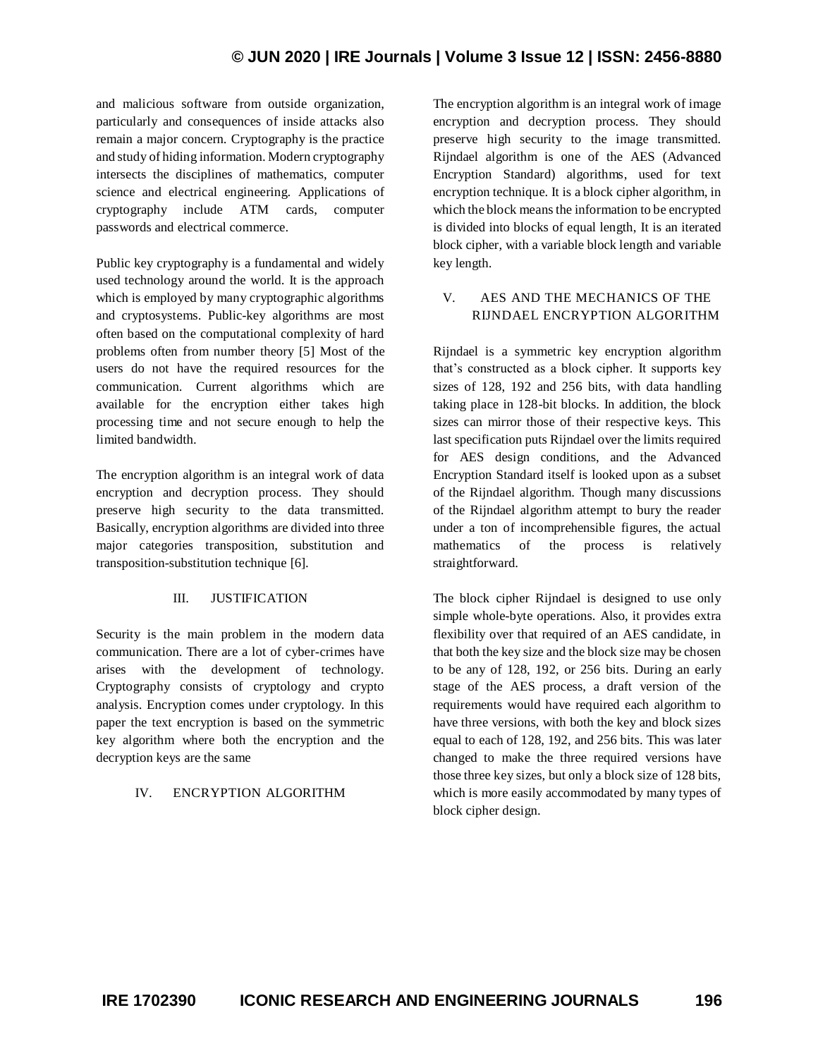and malicious software from outside organization, particularly and consequences of inside attacks also remain a major concern. Cryptography is the practice and study of hiding information. Modern cryptography intersects the disciplines of mathematics, computer science and electrical engineering. Applications of cryptography include ATM cards, computer passwords and electrical commerce.

Public key cryptography is a fundamental and widely used technology around the world. It is the approach which is employed by many cryptographic algorithms and cryptosystems. Public-key algorithms are most often based on the computational complexity of hard problems often from number theory [5] Most of the users do not have the required resources for the communication. Current algorithms which are available for the encryption either takes high processing time and not secure enough to help the limited bandwidth.

The encryption algorithm is an integral work of data encryption and decryption process. They should preserve high security to the data transmitted. Basically, encryption algorithms are divided into three major categories transposition, substitution and transposition-substitution technique [6].

## III. JUSTIFICATION

Security is the main problem in the modern data communication. There are a lot of cyber-crimes have arises with the development of technology. Cryptography consists of cryptology and crypto analysis. Encryption comes under cryptology. In this paper the text encryption is based on the symmetric key algorithm where both the encryption and the decryption keys are the same

## IV. ENCRYPTION ALGORITHM

The encryption algorithm is an integral work of image encryption and decryption process. They should preserve high security to the image transmitted. Rijndael algorithm is one of the AES (Advanced Encryption Standard) algorithms, used for text encryption technique. It is a block cipher algorithm, in which the block means the information to be encrypted is divided into blocks of equal length, It is an iterated block cipher, with a variable block length and variable key length.

## V. AES AND THE MECHANICS OF THE RIJNDAEL ENCRYPTION ALGORITHM

Rijndael is a symmetric key encryption algorithm that's constructed as a block cipher. It supports key sizes of 128, 192 and 256 bits, with data handling taking place in 128-bit blocks. In addition, the block sizes can mirror those of their respective keys. This last specification puts Rijndael over the limits required for AES design conditions, and the Advanced Encryption Standard itself is looked upon as a subset of the Rijndael algorithm. Though many discussions of the Rijndael algorithm attempt to bury the reader under a ton of incomprehensible figures, the actual mathematics of the process is relatively straightforward.

The block cipher Rijndael is designed to use only simple whole-byte operations. Also, it provides extra flexibility over that required of an AES candidate, in that both the key size and the block size may be chosen to be any of 128, 192, or 256 bits. During an early stage of the AES process, a draft version of the requirements would have required each algorithm to have three versions, with both the key and block sizes equal to each of 128, 192, and 256 bits. This was later changed to make the three required versions have those three key sizes, but only a block size of 128 bits, which is more easily accommodated by many types of block cipher design.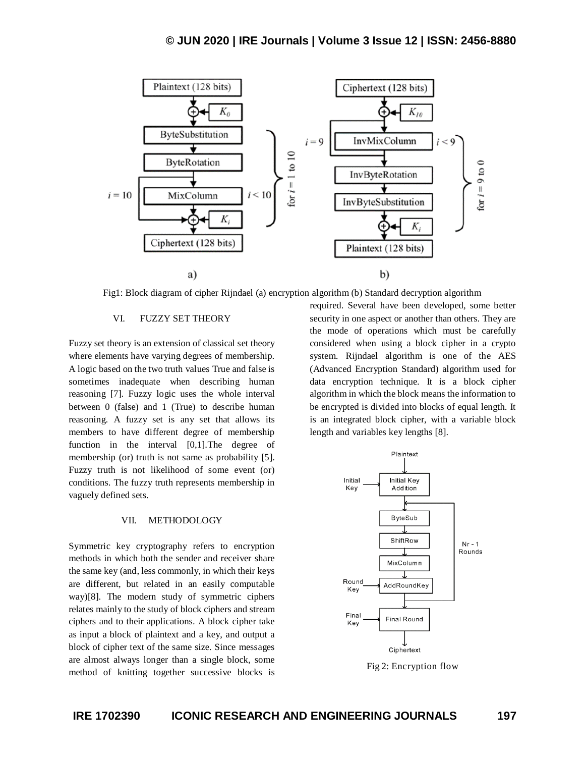Fig1: Block diagram of cipher Rijndael (a) encryption algorithm (b) Standard decryption algorithm

## VI. FUZZY SET THEORY

Fuzzy set theory is an extension of classical set theory where elements have varying degrees of membership. A logic based on the two truth values True and false is sometimes inadequate when describing human reasoning [7]. Fuzzy logic uses the whole interval between 0 (false) and 1 (True) to describe human reasoning. A fuzzy set is any set that allows its members to have different degree of membership function in the interval [0,1].The degree of membership (or) truth is not same as probability [5]. Fuzzy truth is not likelihood of some event (or) conditions. The fuzzy truth represents membership in vaguely defined sets.

## VII. METHODOLOGY

Symmetric key cryptography refers to encryption methods in which both the sender and receiver share the same key (and, less commonly, in which their keys are different, but related in an easily computable way)[8]. The modern study of symmetric ciphers relates mainly to the study of block ciphers and stream ciphers and to their applications. A block cipher take as input a block of plaintext and a key, and output a block of cipher text of the same size. Since messages are almost always longer than a single block, some method of knitting together successive blocks is required. Several have been developed, some better security in one aspect or another than others. They are the mode of operations which must be carefully considered when using a block cipher in a crypto system. Rijndael algorithm is one of the AES (Advanced Encryption Standard) algorithm used for data encryption technique. It is a block cipher algorithm in which the block means the information to be encrypted is divided into blocks of equal length. It is an integrated block cipher, with a variable block length and variables key lengths [8].

Fig 2: Encryption flow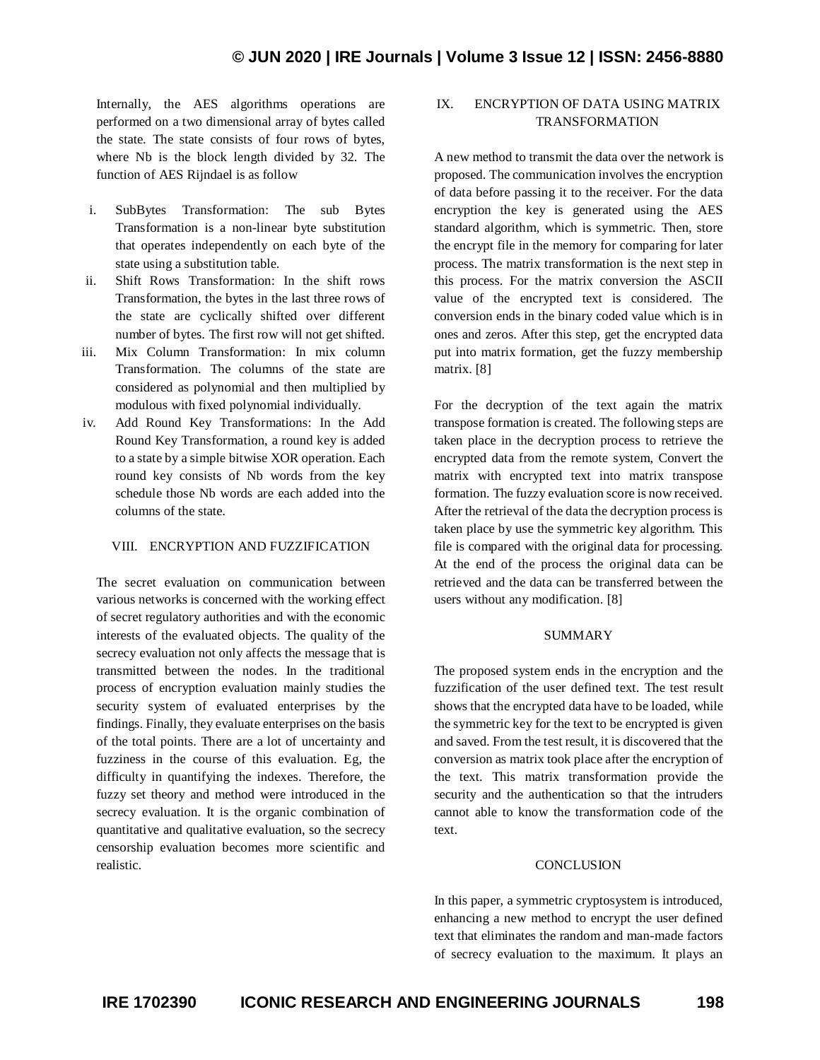Internally, the AES algorithms operations are performed on a two dimensional array of bytes called the state. The state consists of four rows of bytes, where Nb is the block length divided by 32. The function of AES Rijndael is as follow

i. SubBytes Transformation: The sub Bytes Transformation is a non-linear byte substitution that operates independently on each byte of the state using a substitution table.
ii. Shift Rows Transformation: In the shift rows Transformation, the bytes in the last three rows of the state are cyclically shifted over different number of bytes. The first row will not get shifted.
iii. Mix Column Transformation: In mix column Transformation. The columns of the state are considered as polynomial and then multiplied by modulous with fixed polynomial individually.
iv. Add Round Key Transformations: In the Add Round Key Transformation, a round key is added to a state by a simple bitwise XOR operation. Each round key consists of Nb words from the key schedule those Nb words are each added into the columns of the state.

## VIII. ENCRYPTION AND FUZZIFICATION

The secret evaluation on communication between various networks is concerned with the working effect of secret regulatory authorities and with the economic interests of the evaluated objects. The quality of the secrecy evaluation not only affects the message that is transmitted between the nodes. In the traditional process of encryption evaluation mainly studies the security system of evaluated enterprises by the findings. Finally, they evaluate enterprises on the basis of the total points. There are a lot of uncertainty and fuzziness in the course of this evaluation. Eg, the difficulty in quantifying the indexes. Therefore, the fuzzy set theory and method were introduced in the secrecy evaluation. It is the organic combination of quantitative and qualitative evaluation, so the secrecy censorship evaluation becomes more scientific and realistic.

## IX. ENCRYPTION OF DATA USING MATRIX TRANSFORMATION

A new method to transmit the data over the network is proposed. The communication involves the encryption of data before passing it to the receiver. For the data encryption the key is generated using the AES standard algorithm, which is symmetric. Then, store the encrypt file in the memory for comparing for later process. The matrix transformation is the next step in this process. For the matrix conversion the ASCII value of the encrypted text is considered. The conversion ends in the binary coded value which is in ones and zeros. After this step, get the encrypted data put into matrix formation, get the fuzzy membership matrix. [8]

For the decryption of the text again the matrix transpose formation is created. The following steps are taken place in the decryption process to retrieve the encrypted data from the remote system, Convert the matrix with encrypted text into matrix transpose formation. The fuzzy evaluation score is now received. After the retrieval of the data the decryption process is taken place by use the symmetric key algorithm. This file is compared with the original data for processing. At the end of the process the original data can be retrieved and the data can be transferred between the users without any modification. [8]

## SUMMARY

The proposed system ends in the encryption and the fuzzification of the user defined text. The test result shows that the encrypted data have to be loaded, while the symmetric key for the text to be encrypted is given and saved. From the test result, it is discovered that the conversion as matrix took place after the encryption of the text. This matrix transformation provide the security and the authentication so that the intruders cannot able to know the transformation code of the text.

## CONCLUSION

In this paper, a symmetric cryptosystem is introduced, enhancing a new method to encrypt the user defined text that eliminates the random and man-made factors of secrecy evaluation to the maximum. It plays an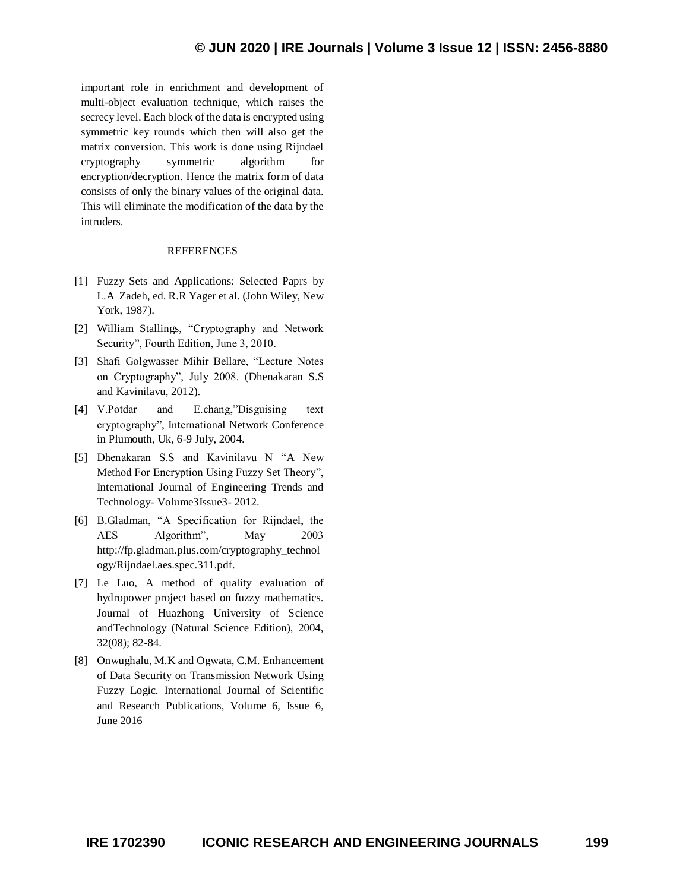important role in enrichment and development of multi-object evaluation technique, which raises the secrecy level. Each block of the data is encrypted using symmetric key rounds which then will also get the matrix conversion. This work is done using Rijndael cryptography symmetric algorithm for encryption/decryption. Hence the matrix form of data consists of only the binary values of the original data. This will eliminate the modification of the data by the intruders.

## REFERENCES

[1] Fuzzy Sets and Applications: Selected Paprs by L.A Zadeh, ed. R.R Yager et al. (John Wiley, New York, 1987).

[2] William Stallings, "Cryptography and Network Security", Fourth Edition, June 3, 2010.

[3] Shafi Golgwasser Mihir Bellare, "Lecture Notes on Cryptography", July 2008. (Dhenakaran S.S and Kavinilavu, 2012).

[4] V.Potdar and E.chang,"Disguising text cryptography", International Network Conference in Plumouth, Uk, 6-9 July, 2004.

[5] Dhenakaran S.S and Kavinilavu N "A New Method For Encryption Using Fuzzy Set Theory", International Journal of Engineering Trends and Technology- Volume3Issue3- 2012.

[6] B.Gladman, "A Specification for Rijndael, the AES Algorithm", May 2003 http://fp.gladman.plus.com/cryptography_technology/Rijndael.aes.spec.311.pdf.

[7] Le Luo, A method of quality evaluation of hydropower project based on fuzzy mathematics. Journal of Huazhong University of Science andTechnology (Natural Science Edition), 2004, 32(08); 82-84.

[8] Onwughalu, M.K and Ogwata, C.M. Enhancement of Data Security on Transmission Network Using Fuzzy Logic. International Journal of Scientific and Research Publications, Volume 6, Issue 6, June 2016